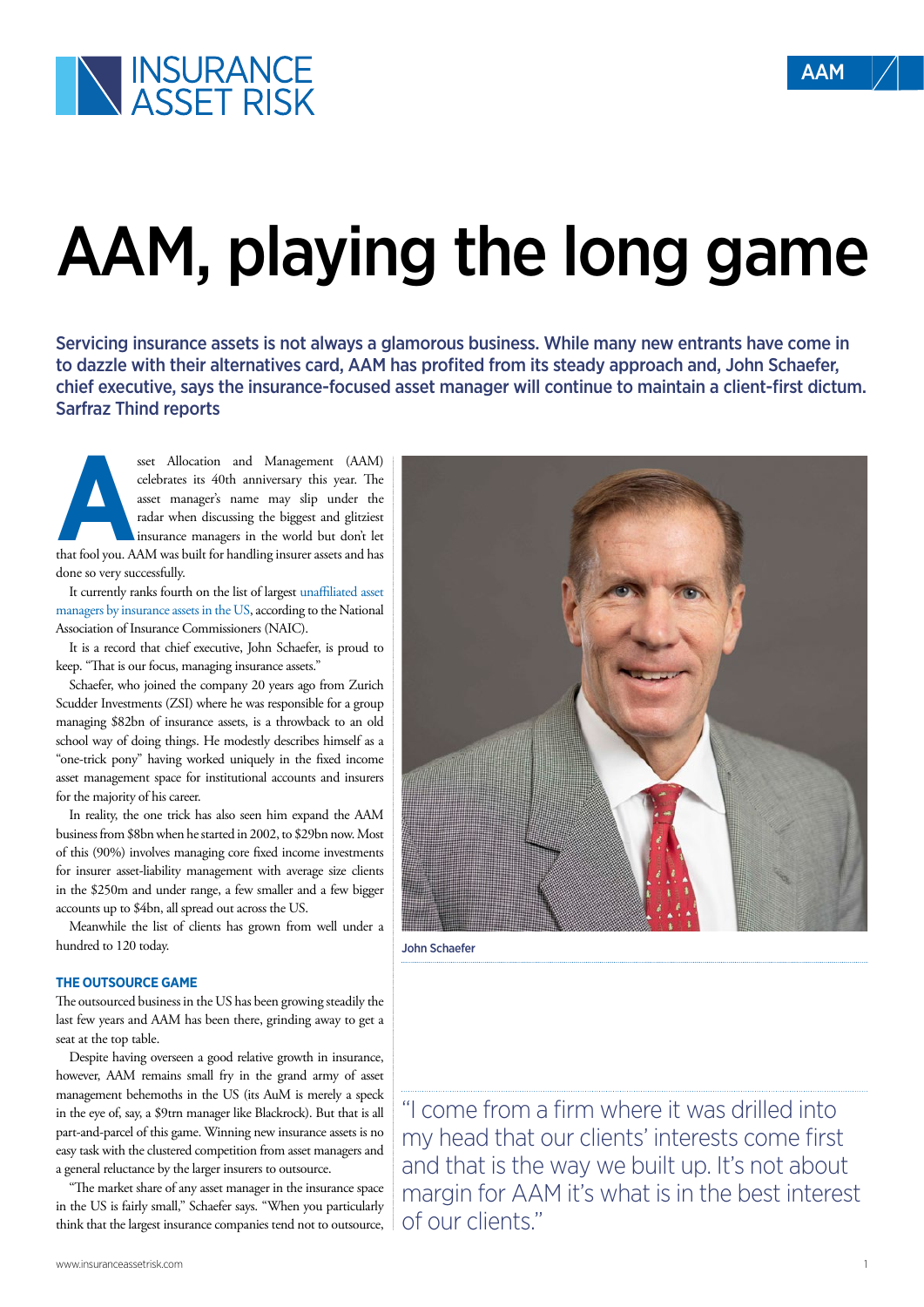# AAM, playing the long game

**Servicing insurance assets is not always a glamorous business. While many new entrants have come in to dazzle with their alternatives card, AAM has profited from its steady approach and, John Schaefer, chief executive, says the insurance-focused asset manager will continue to maintain a client-first dictum. Sarfraz Thind reports**

Asset Allocation and Management (AAM) celebrates its 40th anniversary this year. The asset manager's name may slip under the radar when discussing the biggest and glitziest insurance managers in the world but don't let that fool you. AAM was built for handling insurer assets and has done so very successfully.

It currently ranks fourth on the list of largest unaffiliated asset managers by insurance assets in the US, according to the National Association of Insurance Commissioners (NAIC).

It is a record that chief executive, John Schaefer, is proud to keep. "That is our focus, managing insurance assets."

Schaefer, who joined the company 20 years ago from Zurich Scudder Investments (ZSI) where he was responsible for a group managing $82bn of insurance assets, is a throwback to an old school way of doing things. He modestly describes himself as a "one-trick pony" having worked uniquely in the fixed income asset management space for institutional accounts and insurers for the majority of his career.

In reality, the one trick has also seen him expand the AAM business from $8bn when he started in 2002, to $29bn now. Most of this (90%) involves managing core fixed income investments for insurer asset-liability management with average size clients in the $250m and under range, a few smaller and a few bigger accounts up to $4bn, all spread out across the US.

Meanwhile the list of clients has grown from well under a hundred to 120 today.

John Schaefer

## THE OUTSOURCE GAME

The outsourced business in the US has been growing steadily the last few years and AAM has been there, grinding away to get a seat at the top table.

Despite having overseen a good relative growth in insurance, however, AAM remains small fry in the grand army of asset management behemoths in the US (its AuM is merely a speck in the eye of, say, a $9trn manager like Blackrock). But that is all part-and-parcel of this game. Winning new insurance assets is no easy task with the clustered competition from asset managers and a general reluctance by the larger insurers to outsource.

"The market share of any asset manager in the insurance space in the US is fairly small," Schaefer says. "When you particularly think that the largest insurance companies tend not to outsource,

> "I come from a firm where it was drilled into my head that our clients' interests come first and that is the way we built up. It's not about margin for AAM it's what is in the best interest of our clients."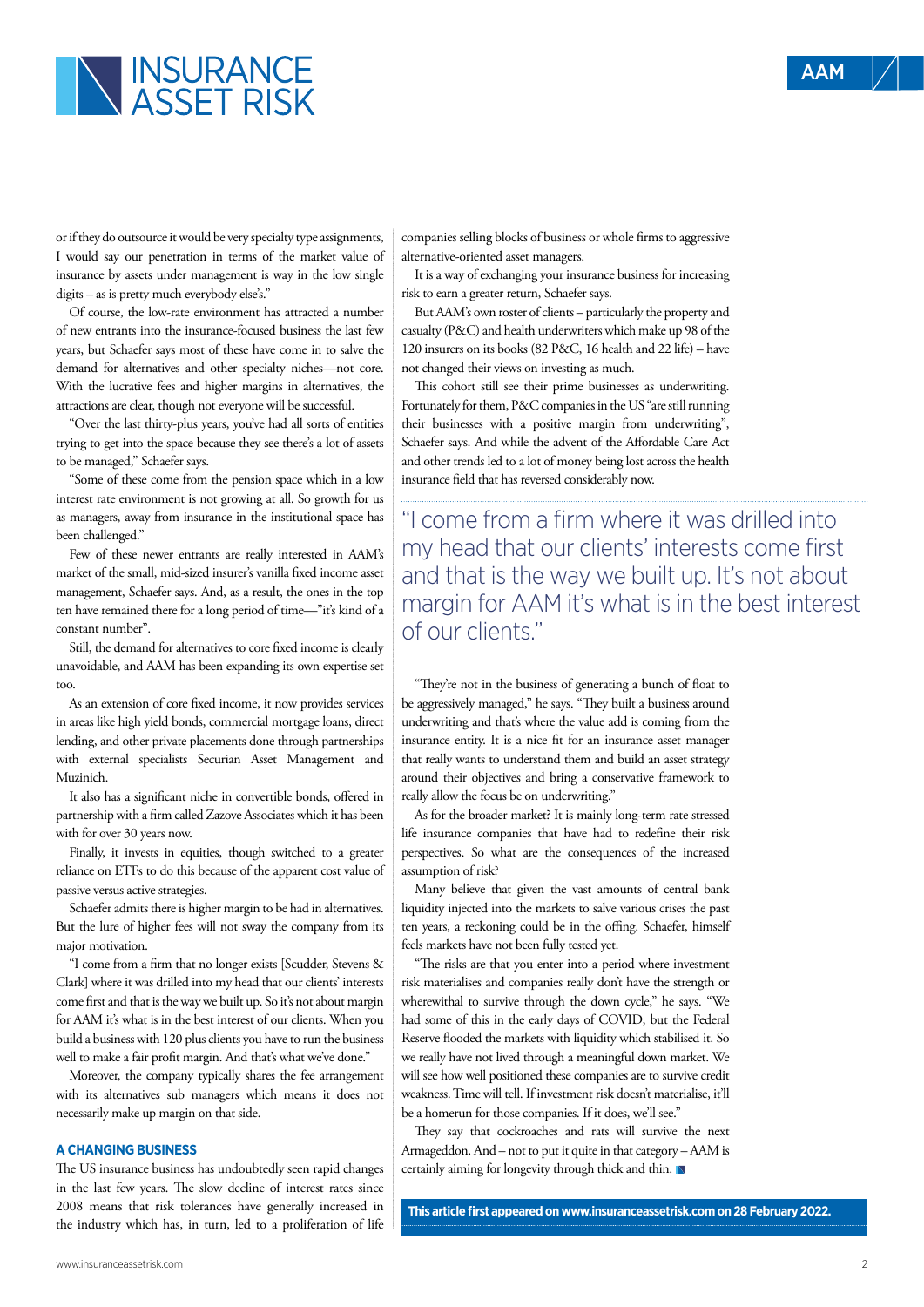or if they do outsource it would be very specialty type assignments, I would say our penetration in terms of the market value of insurance by assets under management is way in the low single digits – as is pretty much everybody else's."

Of course, the low-rate environment has attracted a number of new entrants into the insurance-focused business the last few years, but Schaefer says most of these have come in to salve the demand for alternatives and other specialty niches—not core. With the lucrative fees and higher margins in alternatives, the attractions are clear, though not everyone will be successful.

"Over the last thirty-plus years, you've had all sorts of entities trying to get into the space because they see there's a lot of assets to be managed," Schaefer says.

"Some of these come from the pension space which in a low interest rate environment is not growing at all. So growth for us as managers, away from insurance in the institutional space has been challenged."

Few of these newer entrants are really interested in AAM's market of the small, mid-sized insurer's vanilla fixed income asset management, Schaefer says. And, as a result, the ones in the top ten have remained there for a long period of time—"it's kind of a constant number".

Still, the demand for alternatives to core fixed income is clearly unavoidable, and AAM has been expanding its own expertise set too.

As an extension of core fixed income, it now provides services in areas like high yield bonds, commercial mortgage loans, direct lending, and other private placements done through partnerships with external specialists Securian Asset Management and Muzinich.

It also has a significant niche in convertible bonds, offered in partnership with a firm called Zazove Associates which it has been with for over 30 years now.

Finally, it invests in equities, though switched to a greater reliance on ETFs to do this because of the apparent cost value of passive versus active strategies.

Schaefer admits there is higher margin to be had in alternatives. But the lure of higher fees will not sway the company from its major motivation.

"I come from a firm that no longer exists [Scudder, Stevens & Clark] where it was drilled into my head that our clients' interests come first and that is the way we built up. So it's not about margin for AAM it's what is in the best interest of our clients. When you build a business with 120 plus clients you have to run the business well to make a fair profit margin. And that's what we've done."

Moreover, the company typically shares the fee arrangement with its alternatives sub managers which means it does not necessarily make up margin on that side.

## A CHANGING BUSINESS

The US insurance business has undoubtedly seen rapid changes in the last few years. The slow decline of interest rates since 2008 means that risk tolerances have generally increased in the industry which has, in turn, led to a proliferation of life companies selling blocks of business or whole firms to aggressive alternative-oriented asset managers.

It is a way of exchanging your insurance business for increasing risk to earn a greater return, Schaefer says.

But AAM's own roster of clients – particularly the property and casualty (P&C) and health underwriters which make up 98 of the 120 insurers on its books (82 P&C, 16 health and 22 life) – have not changed their views on investing as much.

This cohort still see their prime businesses as underwriting. Fortunately for them, P&C companies in the US "are still running their businesses with a positive margin from underwriting", Schaefer says. And while the advent of the Affordable Care Act and other trends led to a lot of money being lost across the health insurance field that has reversed considerably now.

> "I come from a firm where it was drilled into my head that our clients' interests come first and that is the way we built up. It's not about margin for AAM it's what is in the best interest of our clients."

"They're not in the business of generating a bunch of float to be aggressively managed," he says. "They built a business around underwriting and that's where the value add is coming from the insurance entity. It is a nice fit for an insurance asset manager that really wants to understand them and build an asset strategy around their objectives and bring a conservative framework to really allow the focus be on underwriting."

As for the broader market? It is mainly long-term rate stressed life insurance companies that have had to redefine their risk perspectives. So what are the consequences of the increased assumption of risk?

Many believe that given the vast amounts of central bank liquidity injected into the markets to salve various crises the past ten years, a reckoning could be in the offing. Schaefer, himself feels markets have not been fully tested yet.

"The risks are that you enter into a period where investment risk materialises and companies really don't have the strength or wherewithal to survive through the down cycle," he says. "We had some of this in the early days of COVID, but the Federal Reserve flooded the markets with liquidity which stabilised it. So we really have not lived through a meaningful down market. We will see how well positioned these companies are to survive credit weakness. Time will tell. If investment risk doesn't materialise, it'll be a homerun for those companies. If it does, we'll see."

They say that cockroaches and rats will survive the next Armageddon. And – not to put it quite in that category – AAM is certainly aiming for longevity through thick and thin.

**This article first appeared on www.insuranceassetrisk.com on 28 February 2022.**